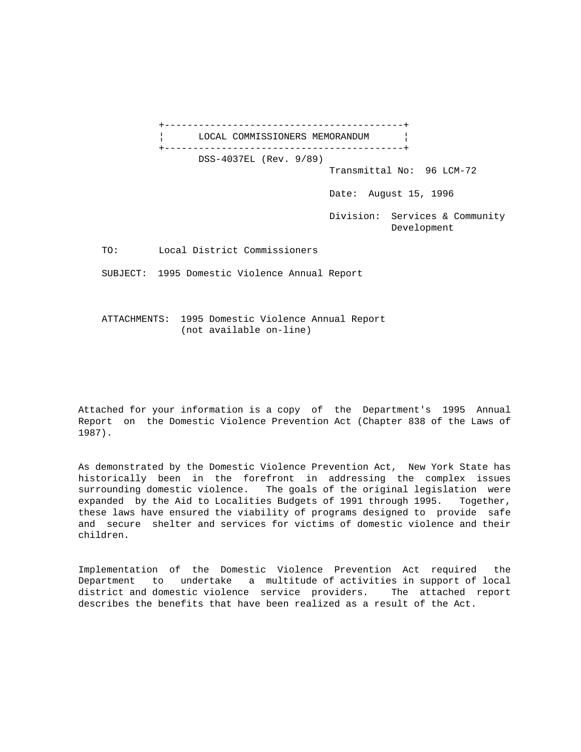# LOCAL COMMISSIONERS MEMORANDUM

DSS-4037EL (Rev. 9/89)

Transmittal No: 96 LCM-72

Date: August 15, 1996

Division: Services & Community Development

TO: Local District Commissioners

SUBJECT: 1995 Domestic Violence Annual Report

ATTACHMENTS: 1995 Domestic Violence Annual Report (not available on-line)

Attached for your information is a copy of the Department's 1995 Annual Report on the Domestic Violence Prevention Act (Chapter 838 of the Laws of 1987).

As demonstrated by the Domestic Violence Prevention Act, New York State has historically been in the forefront in addressing the complex issues surrounding domestic violence. The goals of the original legislation were expanded by the Aid to Localities Budgets of 1991 through 1995. Together, these laws have ensured the viability of programs designed to provide safe and secure shelter and services for victims of domestic violence and their children.

Implementation of the Domestic Violence Prevention Act required the Department to undertake a multitude of activities in support of local district and domestic violence service providers. The attached report describes the benefits that have been realized as a result of the Act.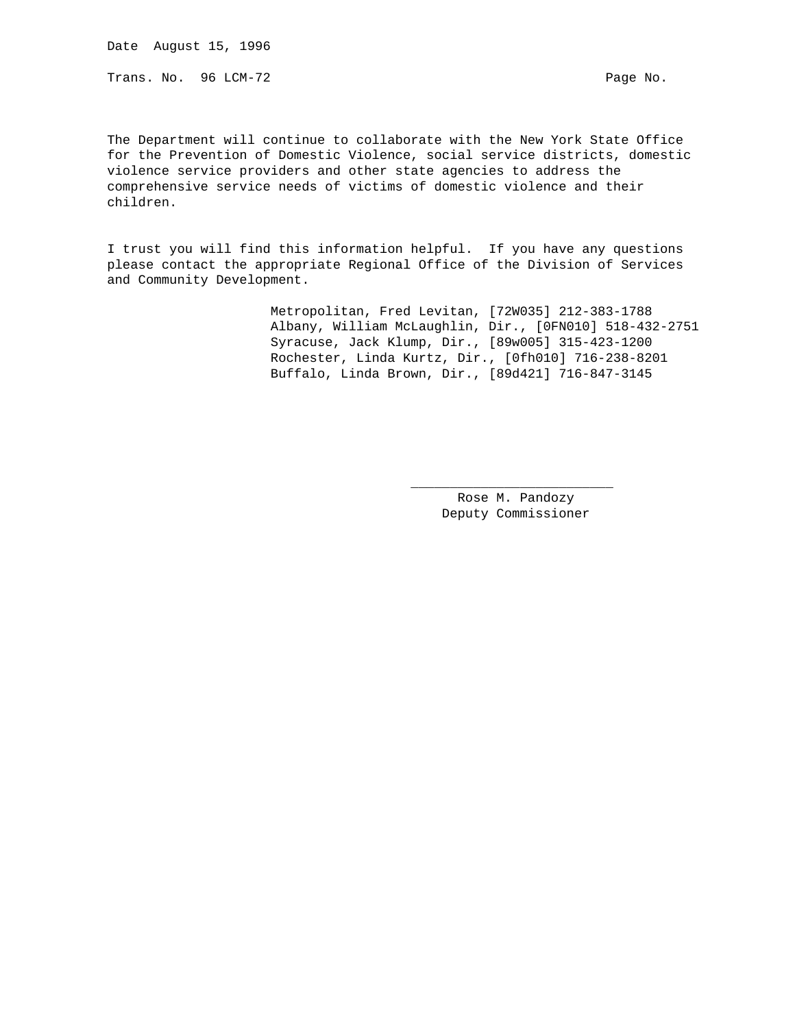The Department will continue to collaborate with the New York State Office for the Prevention of Domestic Violence, social service districts, domestic violence service providers and other state agencies to address the comprehensive service needs of victims of domestic violence and their children.

I trust you will find this information helpful. If you have any questions please contact the appropriate Regional Office of the Division of Services and Community Development.

Metropolitan, Fred Levitan, [72W035] 212-383-1788
Albany, William McLaughlin, Dir., [0FN010] 518-432-2751
Syracuse, Jack Klump, Dir., [89w005] 315-423-1200
Rochester, Linda Kurtz, Dir., [0fh010] 716-238-8201
Buffalo, Linda Brown, Dir., [89d421] 716-847-3145

_________________________
Rose M. Pandozy
Deputy Commissioner